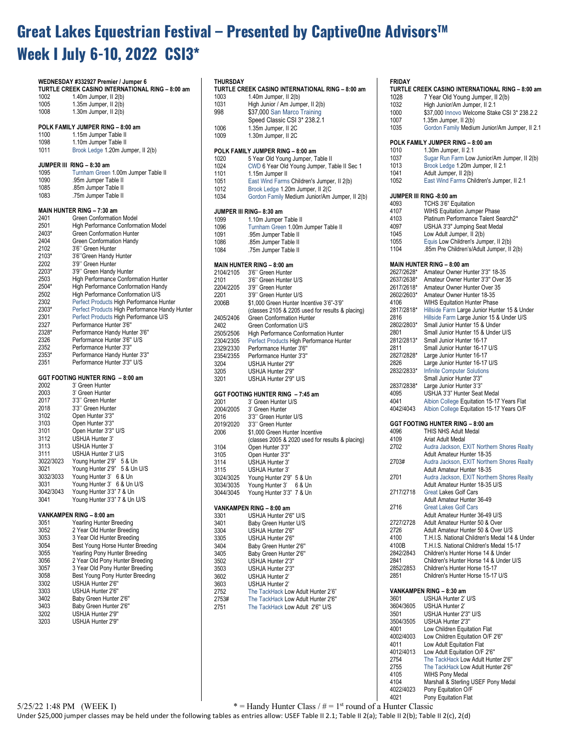# Great Lakes Equestrian Festival – Presented by CaptiveOne Advisors™

# Week I July 6-10, 2022 CSI3*

## WEDNESDAY #332927 Premier / Jumper 6

### TURTLE CREEK CASINO INTERNATIONAL RING – 8:00 am

| | |
|---|---|
| 1002 | 1.40m Jumper, II 2(b) |
| 1005 | 1.35m Jumper, II 2(b) |
| 1008 | 1.30m Jumper, II 2(b) |

### POLK FAMILY JUMPER RING – 8:00 am

| | |
|---|---|
| 1100 | 1.15m Jumper Table II |
| 1098 | 1.10m Jumper Table II |
| 1011 | Brook Ledge 1.20m Jumper, II 2(b) |

### JUMPER III RING – 8:30 am

| | |
|---|---|
| 1095 | Turnham Green 1.00m Jumper Table II |
| 1090 | .95m Jumper Table II |
| 1085 | .85m Jumper Table II |
| 1083 | .75m Jumper Table II |

### MAIN HUNTER RING – 7:30 am

| | |
|---|---|
| 2401 | Green Conformation Model |
| 2501 | High Performance Conformation Model |
| 2403* | Green Conformation Hunter |
| 2404 | Green Conformation Handy |
| 2102 | 3'6" Green Hunter |
| 2103* | 3'6"Green Handy Hunter |
| 2202 | 3'9" Green Hunter |
| 2203* | 3'9" Green Handy Hunter |
| 2503 | High Performance Conformation Hunter |
| 2504* | High Performance Conformation Handy |
| 2502 | High Performance Conformation U/S |
| 2302 | Perfect Products High Performance Hunter |
| 2303* | Perfect Products High Performance Handy Hunter |
| 2301 | Perfect Products High Performance U/S |
| 2327 | Performance Hunter 3'6" |
| 2328* | Performance Handy Hunter 3'6" |
| 2326 | Performance Hunter 3'6" U/S |
| 2352 | Performance Hunter 3'3" |
| 2353* | Performance Handy Hunter 3'3" |
| 2351 | Performance Hunter 3'3" U/S |

### GGT FOOTING HUNTER RING – 8:00 am

| | |
|---|---|
| 2002 | 3' Green Hunter |
| 2003 | 3' Green Hunter |
| 2017 | 3'3" Green Hunter |
| 2018 | 3'3" Green Hunter |
| 3102 | Open Hunter 3'3" |
| 3103 | Open Hunter 3'3" |
| 3101 | Open Hunter 3'3" U/S |
| 3112 | USHJA Hunter 3' |
| 3113 | USHJA Hunter 3' |
| 3111 | USHJA Hunter 3' U/S |
| 3022/3023 | Young Hunter 2'9" 5 & Un |
| 3021 | Young Hunter 2'9" 5 & Un U/S |
| 3032/3033 | Young Hunter 3' 6 & Un |
| 3031 | Young Hunter 3' 6 & Un U/S |
| 3042/3043 | Young Hunter 3'3" 7 & Un |
| 3041 | Young Hunter 3'3" 7 & Un U/S |

### VANKAMPEN RING – 8:00 am

| | |
|---|---|
| 3051 | Yearling Hunter Breeding |
| 3052 | 2 Year Old Hunter Breeding |
| 3053 | 3 Year Old Hunter Breeding |
| 3054 | Best Young Horse Hunter Breeding |
| 3055 | Yearling Pony Hunter Breeding |
| 3056 | 2 Year Old Pony Hunter Breeding |
| 3057 | 3 Year Old Pony Hunter Breeding |
| 3058 | Best Young Pony Hunter Breeding |
| 3302 | USHJA Hunter 2'6" |
| 3303 | USHJA Hunter 2'6" |
| 3402 | Baby Green Hunter 2'6" |
| 3403 | Baby Green Hunter 2'6" |
| 3202 | USHJA Hunter 2'9" |
| 3203 | USHJA Hunter 2'9" |

## THURSDAY

### TURTLE CREEK CASINO INTERNATIONAL RING – 8:00 am

| | |
|---|---|
| 1003 | 1.40m Jumper, II 2(b) |
| 1031 | High Junior / Am Jumper, II 2(b) |
| 998 | $37,000 San Marco Training Speed Classic CSI 3* 238.2.1 |
| 1006 | 1.35m Jumper, II 2C |
| 1009 | 1.30m Jumper, II 2C |

### POLK FAMILY JUMPER RING – 8:00 am

| | |
|---|---|
| 1020 | 5 Year Old Young Jumper, Table II |
| 1024 | CWD 6 Year Old Young Jumper, Table II Sec 1 |
| 1101 | 1.15m Jumper II |
| 1051 | East Wind Farms Children's Jumper, II 2(b) |
| 1012 | Brook Ledge 1.20m Jumper, II 2(C |
| 1034 | Gordon Family Medium Junior/Am Jumper, II 2(b) |

### JUMPER III RING– 8:30 am

| | |
|---|---|
| 1099 | 1.10m Jumper Table II |
| 1096 | Turnham Green 1.00m Jumper Table II |
| 1091 | .95m Jumper Table II |
| 1086 | .85m Jumper Table II |
| 1084 | .75m Jumper Table II |

### MAIN HUNTER RING – 8:00 am

| | |
|---|---|
| 2104/2105 | 3'6" Green Hunter |
| 2101 | 3'6" Green Hunter U/S |
| 2204/2205 | 3'9" Green Hunter |
| 2201 | 3'9" Green Hunter U/S |
| 2006B | $1,000 Green Hunter Incentive 3'6"-3'9" (classes 2105 & 2205 used for results & placing) |
| 2405/2406 | Green Conformation Hunter |
| 2402 | Green Conformation U/S |
| 2505/2506 | High Performance Conformation Hunter |
| 2304/2305 | Perfect Products High Performance Hunter |
| 2329/2330 | Performance Hunter 3'6" |
| 2354/2355 | Performance Hunter 3'3" |
| 3204 | USHJA Hunter 2'9" |
| 3205 | USHJA Hunter 2'9" |
| 3201 | USHJA Hunter 2'9" U/S |

### GGT FOOTING HUNTER RING – 7:45 am

| | |
|---|---|
| 2001 | 3' Green Hunter U/S |
| 2004/2005 | 3' Green Hunter |
| 2016 | 3'3" Green Hunter U/S |
| 2019/2020 | 3'3" Green Hunter |
| 2006 | $1,000 Green Hunter Incentive (classes 2005 & 2020 used for results & placing) |
| 3104 | Open Hunter 3'3" |
| 3105 | Open Hunter 3'3" |
| 3114 | USHJA Hunter 3' |
| 3115 | USHJA Hunter 3' |
| 3024/3025 | Young Hunter 2'9" 5 & Un |
| 3034/3035 | Young Hunter 3' 6 & Un |
| 3044/3045 | Young Hunter 3'3" 7 & Un |

### VANKAMPEN RING – 8:00 am

| | |
|---|---|
| 3301 | USHJA Hunter 2'6" U/S |
| 3401 | Baby Green Hunter U/S |
| 3304 | USHJA Hunter 2'6" |
| 3305 | USHJA Hunter 2'6" |
| 3404 | Baby Green Hunter 2'6" |
| 3405 | Baby Green Hunter 2'6" |
| 3502 | USHJA Hunter 2'3" |
| 3503 | USHJA Hunter 2'3" |
| 3602 | USHJA Hunter 2' |
| 3603 | USHJA Hunter 2' |
| 2752 | The TackHack Low Adult Hunter 2'6" |
| 2753# | The TackHack Low Adult Hunter 2'6" |
| 2751 | The TackHack Low Adult 2'6" U/S |

## FRIDAY

### TURTLE CREEK CASINO INTERNATIONAL RING – 8:00 am

| | |
|---|---|
| 1028 | 7 Year Old Young Jumper, II 2(b) |
| 1032 | High Junior/Am Jumper, II 2.1 |
| 1000 | $37,000 Innovo Welcome Stake CSI 3* 238.2.2 |
| 1007 | 1.35m Jumper, II 2(b) |
| 1035 | Gordon Family Medium Junior/Am Jumper, II 2.1 |

### POLK FAMILY JUMPER RING – 8:00 am

| | |
|---|---|
| 1010 | 1.30m Jumper, II 2.1 |
| 1037 | Sugar Run Farm Low Junior/Am Jumper, II 2(b) |
| 1013 | Brook Ledge 1.20m Jumper, II 2.1 |
| 1041 | Adult Jumper, II 2(b) |
| 1052 | East Wind Farms Children's Jumper, II 2.1 |

### JUMPER III RING -8:00 am

| | |
|---|---|
| 4093 | TCHS 3'6" Equitation |
| 4107 | WIHS Equitation Jumper Phase |
| 4103 | Platinum Performance Talent Search2* |
| 4097 | USHJA 3'3" Jumping Seat Medal |
| 1045 | Low Adult Jumper, II 2(b) |
| 1055 | Equis Low Children's Jumper, II 2(b) |
| 1104 | .85m Pre Children's/Adult Jumper, II 2(b) |

### MAIN HUNTER RING – 8:00 am

| | |
|---|---|
| 2627/2628* | Amateur Owner Hunter 3'3" 18-35 |
| 2637/2638* | Amateur Owner Hunter 3'3" Over 35 |
| 2617/2618* | Amateur Owner Hunter Over 35 |
| 2602/2603* | Amateur Owner Hunter 18-35 |
| 4106 | WIHS Equitation Hunter Phase |
| 2817/2818* | Hillside Farm Large Junior Hunter 15 & Under |
| 2816 | Hillside Farm Large Junior 15 & Under U/S |
| 2802/2803* | Small Junior Hunter 15 & Under |
| 2801 | Small Junior Hunter 15 & Under U/S |
| 2812/2813* | Small Junior Hunter 16-17 |
| 2811 | Small Junior Hunter 16-17 U/S |
| 2827/2828* | Large Junior Hunter 16-17 |
| 2826 | Large Junior Hunter 16-17 U/S |
| 2832/2833* | Infinite Computer Solutions Small Junior Hunter 3'3" |
| 2837/2838* | Large Junior Hunter 3'3" |
| 4095 | USHJA 3'3" Hunter Seat Medal |
| 4041 | Albion College Equitation 15-17 Years Flat |
| 4042/4043 | Albion College Equitation 15-17 Years O/F |

### GGT FOOTING HUNTER RING – 8:00 am

| | |
|---|---|
| 4096 | THIS NHS Adult Medal |
| 4109 | Ariat Adult Medal |
| 2702 | Audra Jackson, EXIT Northern Shores Realty Adult Amateur Hunter 18-35 |
| 2703# | Audra Jackson, EXIT Northern Shores Realty Adult Amateur Hunter 18-35 |
| 2701 | Audra Jackson, EXIT Northern Shores Realty Adult Amateur Hunter 18-35 U/S |
| 2717/2718 | Great Lakes Golf Cars Adult Amateur Hunter 36-49 |
| 2716 | Great Lakes Golf Cars Adult Amateur Hunter 36-49 U/S |
| 2727/2728 | Adult Amateur Hunter 50 & Over |
| 2726 | Adult Amateur Hunter 50 & Over U/S |
| 4100 | T.H.I.S. National Children's Medal 14 & Under |
| 4100B | T.H.I.S. National Children's Medal 15-17 |
| 2842/2843 | Children's Hunter Horse 14 & Under |
| 2841 | Children's Hunter Horse 14 & Under U/S |
| 2852/2853 | Children's Hunter Horse 15-17 |
| 2851 | Children's Hunter Horse 15-17 U/S |

### VANKAMPEN RING – 8:30 am

| | |
|---|---|
| 3601 | USHJA Hunter 2' U/S |
| 3604/3605 | USHJA Hunter 2' |
| 3501 | USHJA Hunter 2'3" U/S |
| 3504/3505 | USHJA Hunter 2'3" |
| 4001 | Low Children Equitation Flat |
| 4002/4003 | Low Children Equitation O/F 2'6" |
| 4011 | Low Adult Equitation Flat |
| 4012/4013 | Low Adult Equitation O/F 2'6" |
| 2754 | The TackHack Low Adult Hunter 2'6" |
| 2755 | The TackHack Low Adult Hunter 2'6" |
| 4105 | WIHS Pony Medal |
| 4104 | Marshall & Sterling USEF Pony Medal |
| 4022/4023 | Pony Equitation O/F |
| 4021 | Pony Equitation Flat |

5/25/22 1:48 PM (WEEK I)

* = Handy Hunter Class / # = 1st round of a Hunter Classic

Under $25,000 jumper classes may be held under the following tables as entries allow: USEF Table II 2.1; Table II 2(a); Table II 2(b); Table II 2(c), 2(d)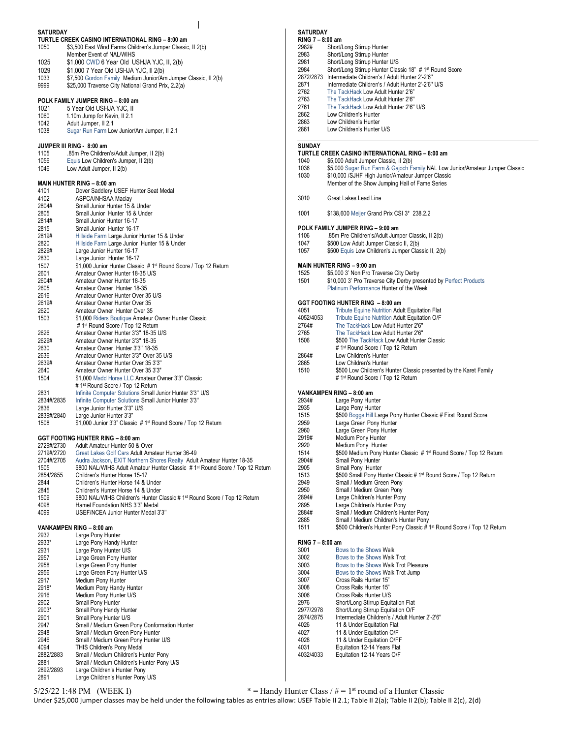## SATURDAY

### TURTLE CREEK CASINO INTERNATIONAL RING – 8:00 am

| | |
|---|---|
| 1050 | $3,500 East Wind Farms Children's Jumper Classic, II 2(b) Member Event of NAL/WIHS |
| 1025 | $1,000 CWD 6 Year Old USHJA YJC, II, 2(b) |
| 1029 | $1,000 7 Year Old USHJA YJC, II 2(b) |
| 1033 | $7,500 Gordon Family Medium Junior/Am Jumper Classic, II 2(b) |
| 9999 | $25,000 Traverse City National Grand Prix, 2.2(a) |

### POLK FAMILY JUMPER RING – 8:00 am

| | |
|---|---|
| 1021 | 5 Year Old USHJA YJC, II |
| 1060 | 1.10m Jump for Kevin, II 2.1 |
| 1042 | Adult Jumper, II 2.1 |
| 1038 | Sugar Run Farm Low Junior/Am Jumper, II 2.1 |

### JUMPER III RING - 8:00 am

| | |
|---|---|
| 1105 | .85m Pre Children's/Adult Jumper, II 2(b) |
| 1056 | Equis Low Children's Jumper, II 2(b) |
| 1046 | Low Adult Jumper, II 2(b) |

### MAIN HUNTER RING – 8:00 am

| | |
|---|---|
| 4101 | Dover Saddlery USEF Hunter Seat Medal |
| 4102 | ASPCA/NHSAA Maclay |
| 2804# | Small Junior Hunter 15 & Under |
| 2805 | Small Junior Hunter 15 & Under |
| 2814# | Small Junior Hunter 16-17 |
| 2815 | Small Junior Hunter 16-17 |
| 2819# | Hillside Farm Large Junior Hunter 15 & Under |
| 2820 | Hillside Farm Large Junior Hunter 15 & Under |
| 2829# | Large Junior Hunter 16-17 |
| 2830 | Large Junior Hunter 16-17 |
| 1507 | $1,000 Junior Hunter Classic # 1st Round Score / Top 12 Return |
| 2601 | Amateur Owner Hunter 18-35 U/S |
| 2604# | Amateur Owner Hunter 18-35 |
| 2605 | Amateur Owner Hunter 18-35 |
| 2616 | Amateur Owner Hunter Over 35 U/S |
| 2619# | Amateur Owner Hunter Over 35 |
| 2620 | Amateur Owner Hunter Over 35 |
| 1503 | $1,000 Riders Boutique Amateur Owner Hunter Classic # 1st Round Score / Top 12 Return |
| 2626 | Amateur Owner Hunter 3'3" 18-35 U/S |
| 2629# | Amateur Owner Hunter 3'3" 18-35 |
| 2630 | Amateur Owner Hunter 3'3" 18-35 |
| 2636 | Amateur Owner Hunter 3'3" Over 35 U/S |
| 2639# | Amateur Owner Hunter Over 35 3'3" |
| 2640 | Amateur Owner Hunter Over 35 3'3" |
| 1504 | $1,000 Madd Horse LLC Amateur Owner 3'3" Classic # 1st Round Score / Top 12 Return |
| 2831 | Infinite Computer Solutions Small Junior Hunter 3'3" U/S |
| 2834#/2835 | Infinite Computer Solutions Small Junior Hunter 3'3" |
| 2836 | Large Junior Hunter 3'3" U/S |
| 2839#/2840 | Large Junior Hunter 3'3" |
| 1508 | $1,000 Junior 3'3" Classic # 1st Round Score / Top 12 Return |

### GGT FOOTING HUNTER RING – 8:00 am

| | |
|---|---|
| 2729#/2730 | Adult Amateur Hunter 50 & Over |
| 2719#/2720 | Great Lakes Golf Cars Adult Amateur Hunter 36-49 |
| 2704#/2705 | Audra Jackson, EXIT Northern Shores Realty Adult Amateur Hunter 18-35 |
| 1505 | $800 NAL/WIHS Adult Amateur Hunter Classic # 1st Round Score / Top 12 Return |
| 2854/2855 | Children's Hunter Horse 15-17 |
| 2844 | Children's Hunter Horse 14 & Under |
| 2845 | Children's Hunter Horse 14 & Under |
| 1509 | $800 NAL/WIHS Children's Hunter Classic # 1st Round Score / Top 12 Return |
| 4098 | Hamel Foundation NHS 3'3" Medal |
| 4099 | USEF/NCEA Junior Hunter Medal 3'3" |

### VANKAMPEN RING – 8:00 am

| | |
|---|---|
| 2932 | Large Pony Hunter |
| 2933* | Large Pony Handy Hunter |
| 2931 | Large Pony Hunter U/S |
| 2957 | Large Green Pony Hunter |
| 2958 | Large Green Pony Hunter |
| 2956 | Large Green Pony Hunter U/S |
| 2917 | Medium Pony Hunter |
| 2918* | Medium Pony Handy Hunter |
| 2916 | Medium Pony Hunter U/S |
| 2902 | Small Pony Hunter |
| 2903* | Small Pony Handy Hunter |
| 2901 | Small Pony Hunter U/S |
| 2947 | Small / Medium Green Pony Conformation Hunter |
| 2948 | Small / Medium Green Pony Hunter |
| 2946 | Small / Medium Green Pony Hunter U/S |
| 4094 | THIS Children's Pony Medal |
| 2882/2883 | Small / Medium Children's Hunter Pony |
| 2881 | Small / Medium Children's Hunter Pony U/S |
| 2892/2893 | Large Children's Hunter Pony |
| 2891 | Large Children's Hunter Pony U/S |

## SATURDAY

### RING 7 – 8:00 am

| | |
|---|---|
| 2982# | Short/Long Stirrup Hunter |
| 2983 | Short/Long Stirrup Hunter |
| 2981 | Short/Long Stirrup Hunter U/S |
| 2984 | Short/Long Stirrup Hunter Classic 18" # 1st Round Score |
| 2872/2873 | Intermediate Children's / Adult Hunter 2'-2'6" |
| 2871 | Intermediate Children's / Adult Hunter 2'-2'6" U/S |
| 2762 | The TackHack Low Adult Hunter 2'6" |
| 2763 | The TackHack Low Adult Hunter 2'6" |
| 2761 | The TackHack Low Adult Hunter 2'6" U/S |
| 2862 | Low Children's Hunter |
| 2863 | Low Children's Hunter |
| 2861 | Low Children's Hunter U/S |

## SUNDAY

### TURTLE CREEK CASINO INTERNATIONAL RING – 8:00 am

| | |
|---|---|
| 1040 | $5,000 Adult Jumper Classic, II 2(b) |
| 1036 | $5,000 Sugar Run Farm & Gajoch Family NAL Low Junior/Amateur Jumper Classic |
| 1030 | $10,000 /SJHF High Junior/Amateur Jumper Classic Member of the Show Jumping Hall of Fame Series |
| 3010 | Great Lakes Lead Line |
| 1001 | $138,600 Meijer Grand Prix CSI 3* 238.2.2 |

### POLK FAMILY JUMPER RING – 9:00 am

| | |
|---|---|
| 1106 | .85m Pre Children's/Adult Jumper Classic, II 2(b) |
| 1047 | $500 Low Adult Jumper Classic II, 2(b) |
| 1057 | $500 Equis Low Children's Jumper Classic II, 2(b) |

### MAIN HUNTER RING – 9:00 am

| | |
|---|---|
| 1525 | $5,000 3' Non Pro Traverse City Derby |
| 1501 | $10,000 3' Pro Traverse City Derby presented by Perfect Products Platinum Performance Hunter of the Week |

### GGT FOOTING HUNTER RING – 8:00 am

| | |
|---|---|
| 4051 | Tribute Equine Nutrition Adult Equitation Flat |
| 4052/4053 | Tribute Equine Nutrition Adult Equitation O/F |
| 2764# | The TackHack Low Adult Hunter 2'6" |
| 2765 | The TackHack Low Adult Hunter 2'6" |
| 1506 | $500 The TackHack Low Adult Hunter Classic # 1st Round Score / Top 12 Return |
| 2864# | Low Children's Hunter |
| 2865 | Low Children's Hunter |
| 1510 | $500 Low Children's Hunter Classic presented by the Karet Family # 1st Round Score / Top 12 Return |

### VANKAMPEN RING – 8:00 am

| | |
|---|---|
| 2934# | Large Pony Hunter |
| 2935 | Large Pony Hunter |
| 1515 | $500 Boggs Hill Large Pony Hunter Classic # First Round Score |
| 2959 | Large Green Pony Hunter |
| 2960 | Large Green Pony Hunter |
| 2919# | Medium Pony Hunter |
| 2920 | Medium Pony Hunter |
| 1514 | $500 Medium Pony Hunter Classic # 1st Round Score / Top 12 Return |
| 2904# | Small Pony Hunter |
| 2905 | Small Pony Hunter |
| 1513 | $500 Small Pony Hunter Classic # 1st Round Score / Top 12 Return |
| 2949 | Small / Medium Green Pony |
| 2950 | Small / Medium Green Pony |
| 2894# | Large Children's Hunter Pony |
| 2895 | Large Children's Hunter Pony |
| 2884# | Small / Medium Children's Hunter Pony |
| 2885 | Small / Medium Children's Hunter Pony |
| 1511 | $500 Children's Hunter Pony Classic # 1st Round Score / Top 12 Return |

### RING 7 – 8:00 am

| | |
|---|---|
| 3001 | Bows to the Shows Walk |
| 3002 | Bows to the Shows Walk Trot |
| 3003 | Bows to the Shows Walk Trot Pleasure |
| 3004 | Bows to the Shows Walk Trot Jump |
| 3007 | Cross Rails Hunter 15" |
| 3008 | Cross Rails Hunter 15" |
| 3006 | Cross Rails Hunter U/S |
| 2976 | Short/Long Stirrup Equitation Flat |
| 2977/2978 | Short/Long Stirrup Equitation O/F |
| 2874/2875 | Intermediate Children's / Adult Hunter 2'-2'6" |
| 4026 | 11 & Under Equitation Flat |
| 4027 | 11 & Under Equitation O/F |
| 4028 | 11 & Under Equitation O/FF |
| 4031 | Equitation 12-14 Years Flat |
| 4032/4033 | Equitation 12-14 Years O/F |

5/25/22 1:48 PM (WEEK I)

* = Handy Hunter Class / # = 1st round of a Hunter Classic

Under $25,000 jumper classes may be held under the following tables as entries allow: USEF Table II 2.1; Table II 2(a); Table II 2(b); Table II 2(c), 2(d)